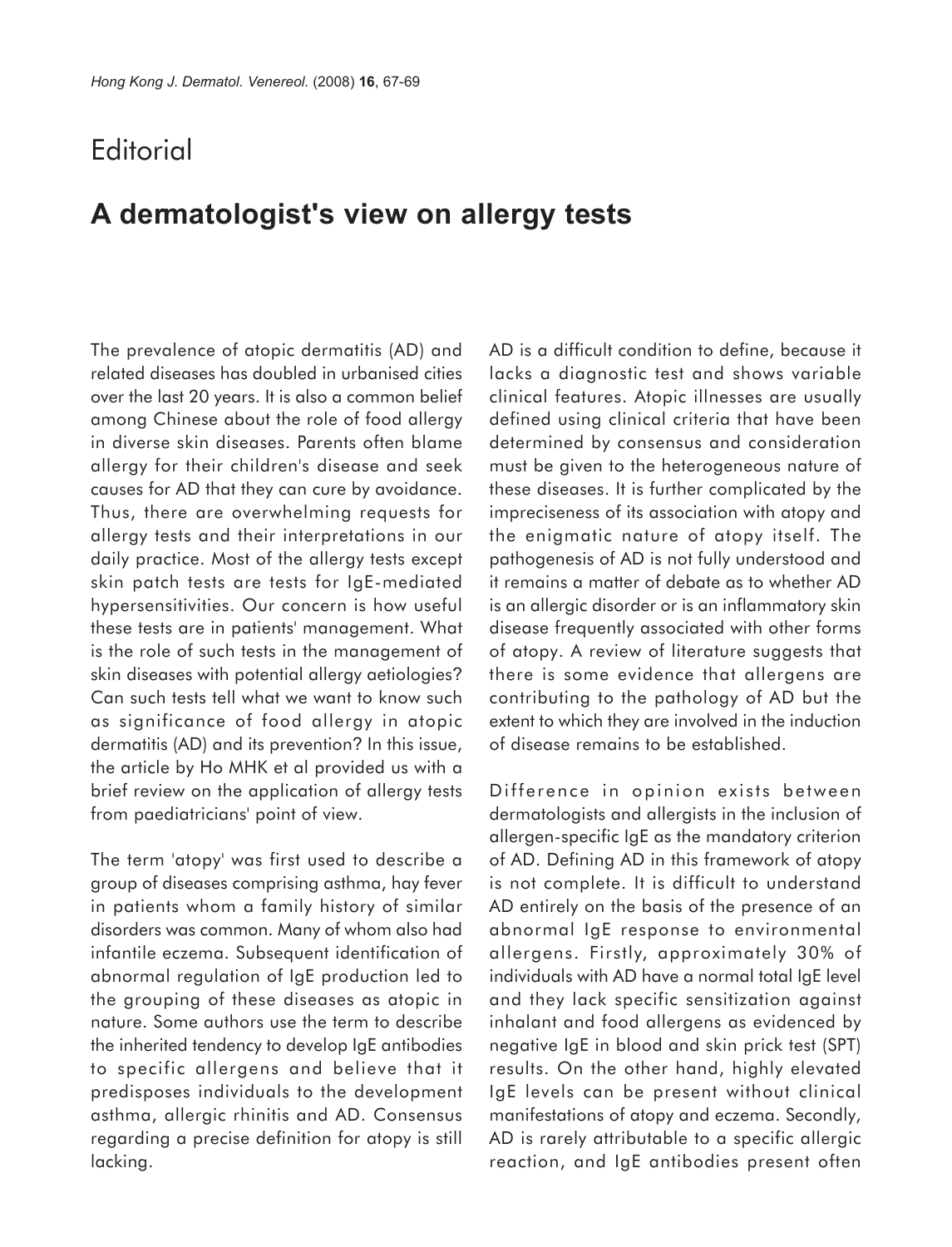Editorial

# A dermatologist's view on allergy tests

The prevalence of atopic dermatitis (AD) and related diseases has doubled in urbanised cities over the last 20 years. It is also a common belief among Chinese about the role of food allergy in diverse skin diseases. Parents often blame allergy for their children's disease and seek causes for AD that they can cure by avoidance. Thus, there are overwhelming requests for allergy tests and their interpretations in our daily practice. Most of the allergy tests except skin patch tests are tests for IgE-mediated hypersensitivities. Our concern is how useful these tests are in patients' management. What is the role of such tests in the management of skin diseases with potential allergy aetiologies? Can such tests tell what we want to know such as significance of food allergy in atopic dermatitis (AD) and its prevention? In this issue, the article by Ho MHK et al provided us with a brief review on the application of allergy tests from paediatricians' point of view.

The term 'atopy' was first used to describe a group of diseases comprising asthma, hay fever in patients whom a family history of similar disorders was common. Many of whom also had infantile eczema. Subsequent identification of abnormal regulation of IgE production led to the grouping of these diseases as atopic in nature. Some authors use the term to describe the inherited tendency to develop IgE antibodies to specific allergens and believe that it predisposes individuals to the development asthma, allergic rhinitis and AD. Consensus regarding a precise definition for atopy is still lacking.

AD is a difficult condition to define, because it lacks a diagnostic test and shows variable clinical features. Atopic illnesses are usually defined using clinical criteria that have been determined by consensus and consideration must be given to the heterogeneous nature of these diseases. It is further complicated by the impreciseness of its association with atopy and the enigmatic nature of atopy itself. The pathogenesis of AD is not fully understood and it remains a matter of debate as to whether AD is an allergic disorder or is an inflammatory skin disease frequently associated with other forms of atopy. A review of literature suggests that there is some evidence that allergens are contributing to the pathology of AD but the extent to which they are involved in the induction of disease remains to be established.

Difference in opinion exists between dermatologists and allergists in the inclusion of allergen-specific IgE as the mandatory criterion of AD. Defining AD in this framework of atopy is not complete. It is difficult to understand AD entirely on the basis of the presence of an abnormal IgE response to environmental allergens. Firstly, approximately 30% of individuals with AD have a normal total IgE level and they lack specific sensitization against inhalant and food allergens as evidenced by negative IgE in blood and skin prick test (SPT) results. On the other hand, highly elevated IgE levels can be present without clinical manifestations of atopy and eczema. Secondly, AD is rarely attributable to a specific allergic reaction, and IgE antibodies present often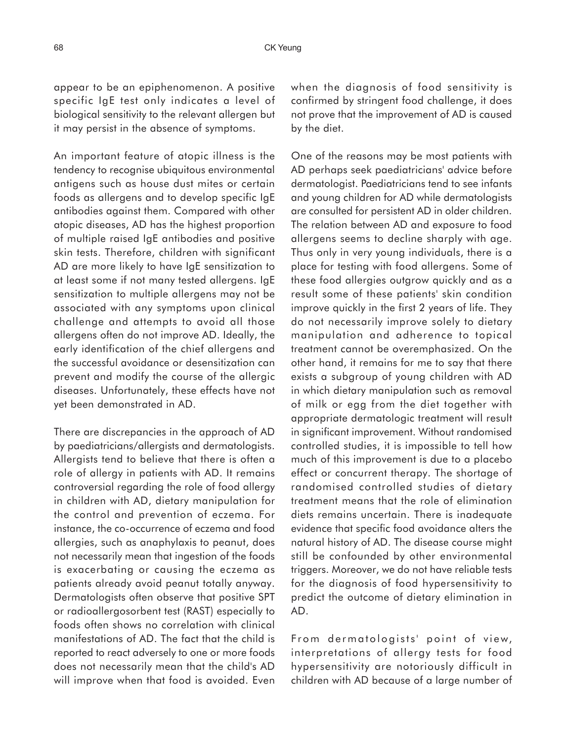appear to be an epiphenomenon. A positive specific IgE test only indicates a level of biological sensitivity to the relevant allergen but it may persist in the absence of symptoms.

An important feature of atopic illness is the tendency to recognise ubiquitous environmental antigens such as house dust mites or certain foods as allergens and to develop specific IgE antibodies against them. Compared with other atopic diseases, AD has the highest proportion of multiple raised IgE antibodies and positive skin tests. Therefore, children with significant AD are more likely to have IgE sensitization to at least some if not many tested allergens. IgE sensitization to multiple allergens may not be associated with any symptoms upon clinical challenge and attempts to avoid all those allergens often do not improve AD. Ideally, the early identification of the chief allergens and the successful avoidance or desensitization can prevent and modify the course of the allergic diseases. Unfortunately, these effects have not yet been demonstrated in AD.

There are discrepancies in the approach of AD by paediatricians/allergists and dermatologists. Allergists tend to believe that there is often a role of allergy in patients with AD. It remains controversial regarding the role of food allergy in children with AD, dietary manipulation for the control and prevention of eczema. For instance, the co-occurrence of eczema and food allergies, such as anaphylaxis to peanut, does not necessarily mean that ingestion of the foods is exacerbating or causing the eczema as patients already avoid peanut totally anyway. Dermatologists often observe that positive SPT or radioallergosorbent test (RAST) especially to foods often shows no correlation with clinical manifestations of AD. The fact that the child is reported to react adversely to one or more foods does not necessarily mean that the child's AD will improve when that food is avoided. Even when the diagnosis of food sensitivity is confirmed by stringent food challenge, it does not prove that the improvement of AD is caused by the diet.

One of the reasons may be most patients with AD perhaps seek paediatricians' advice before dermatologist. Paediatricians tend to see infants and young children for AD while dermatologists are consulted for persistent AD in older children. The relation between AD and exposure to food allergens seems to decline sharply with age. Thus only in very young individuals, there is a place for testing with food allergens. Some of these food allergies outgrow quickly and as a result some of these patients' skin condition improve quickly in the first 2 years of life. They do not necessarily improve solely to dietary manipulation and adherence to topical treatment cannot be overemphasized. On the other hand, it remains for me to say that there exists a subgroup of young children with AD in which dietary manipulation such as removal of milk or egg from the diet together with appropriate dermatologic treatment will result in significant improvement. Without randomised controlled studies, it is impossible to tell how much of this improvement is due to a placebo effect or concurrent therapy. The shortage of randomised controlled studies of dietary treatment means that the role of elimination diets remains uncertain. There is inadequate evidence that specific food avoidance alters the natural history of AD. The disease course might still be confounded by other environmental triggers. Moreover, we do not have reliable tests for the diagnosis of food hypersensitivity to predict the outcome of dietary elimination in AD.

From dermatologists' point of view, interpretations of allergy tests for food hypersensitivity are notoriously difficult in children with AD because of a large number of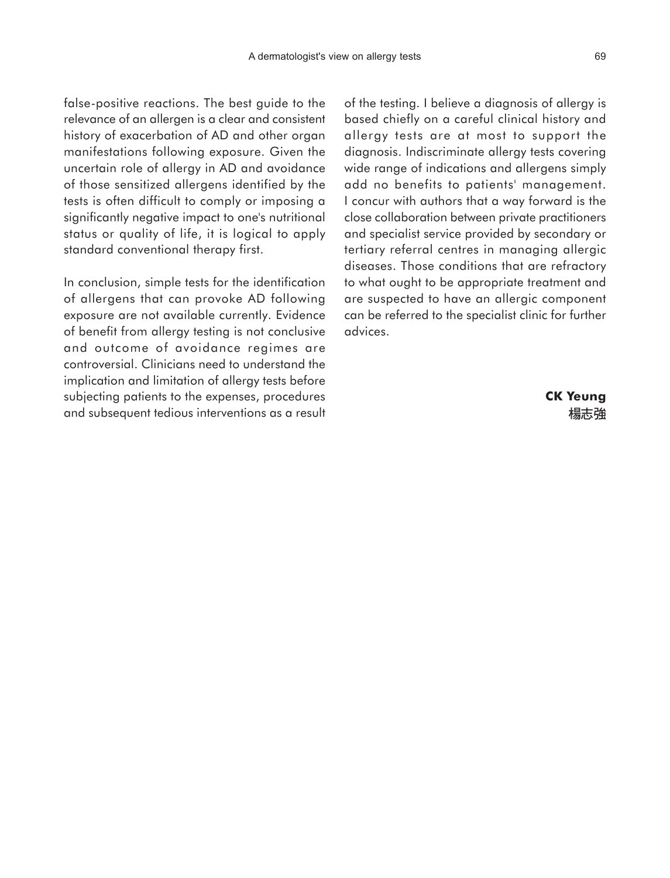false-positive reactions. The best guide to the relevance of an allergen is a clear and consistent history of exacerbation of AD and other organ manifestations following exposure. Given the uncertain role of allergy in AD and avoidance of those sensitized allergens identified by the tests is often difficult to comply or imposing a significantly negative impact to one's nutritional status or quality of life, it is logical to apply standard conventional therapy first.

In conclusion, simple tests for the identification of allergens that can provoke AD following exposure are not available currently. Evidence of benefit from allergy testing is not conclusive and outcome of avoidance regimes are controversial. Clinicians need to understand the implication and limitation of allergy tests before subjecting patients to the expenses, procedures and subsequent tedious interventions as a result of the testing. I believe a diagnosis of allergy is based chiefly on a careful clinical history and allergy tests are at most to support the diagnosis. Indiscriminate allergy tests covering wide range of indications and allergens simply add no benefits to patients' management. I concur with authors that a way forward is the close collaboration between private practitioners and specialist service provided by secondary or tertiary referral centres in managing allergic diseases. Those conditions that are refractory to what ought to be appropriate treatment and are suspected to have an allergic component can be referred to the specialist clinic for further advices.

**CK Yeung**
楊志強